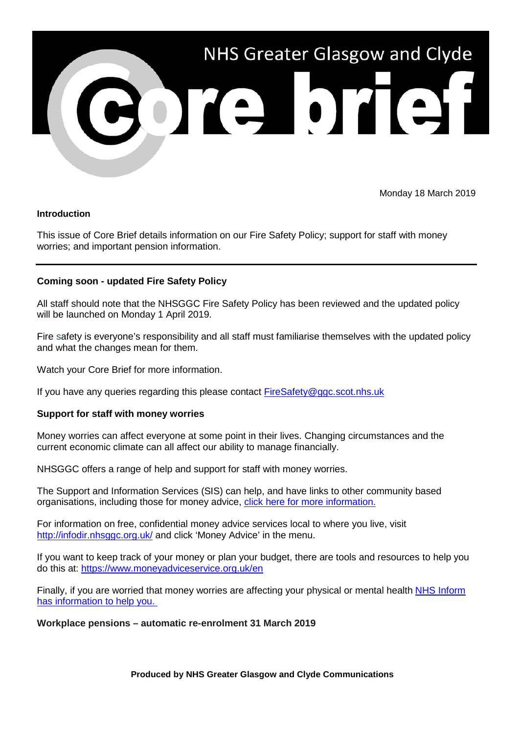NHS Greater Glasgow and Clyde

# Core brief

Monday 18 March 2019

**Introduction**

This issue of Core Brief details information on our Fire Safety Policy; support for staff with money worries; and important pension information.

---

**Coming soon - updated Fire Safety Policy**

All staff should note that the NHSGGC Fire Safety Policy has been reviewed and the updated policy will be launched on Monday 1 April 2019.

Fire safety is everyone's responsibility and all staff must familiarise themselves with the updated policy and what the changes mean for them.

Watch your Core Brief for more information.

If you have any queries regarding this please contact FireSafety@ggc.scot.nhs.uk

**Support for staff with money worries**

Money worries can affect everyone at some point in their lives. Changing circumstances and the current economic climate can all affect our ability to manage financially.

NHSGGC offers a range of help and support for staff with money worries.

The Support and Information Services (SIS) can help, and have links to other community based organisations, including those for money advice, click here for more information.

For information on free, confidential money advice services local to where you live, visit http://infodir.nhsggc.org.uk/ and click 'Money Advice' in the menu.

If you want to keep track of your money or plan your budget, there are tools and resources to help you do this at: https://www.moneyadviceservice.org.uk/en

Finally, if you are worried that money worries are affecting your physical or mental health NHS Inform has information to help you.

**Workplace pensions – automatic re-enrolment 31 March 2019**

**Produced by NHS Greater Glasgow and Clyde Communications**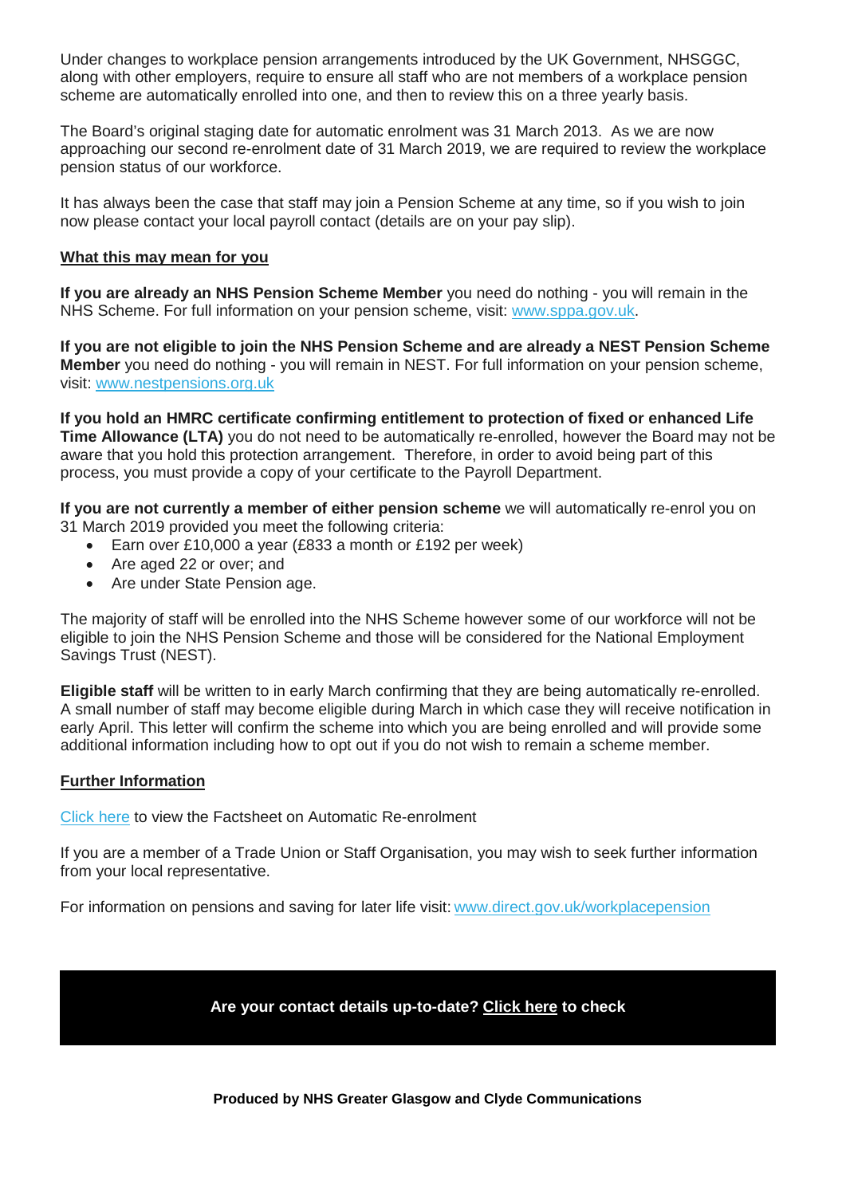Under changes to workplace pension arrangements introduced by the UK Government, NHSGGC, along with other employers, require to ensure all staff who are not members of a workplace pension scheme are automatically enrolled into one, and then to review this on a three yearly basis.

The Board's original staging date for automatic enrolment was 31 March 2013. As we are now approaching our second re-enrolment date of 31 March 2019, we are required to review the workplace pension status of our workforce.

It has always been the case that staff may join a Pension Scheme at any time, so if you wish to join now please contact your local payroll contact (details are on your pay slip).

## What this may mean for you

**If you are already an NHS Pension Scheme Member** you need do nothing - you will remain in the NHS Scheme. For full information on your pension scheme, visit: www.sppa.gov.uk.

**If you are not eligible to join the NHS Pension Scheme and are already a NEST Pension Scheme Member** you need do nothing - you will remain in NEST. For full information on your pension scheme, visit: www.nestpensions.org.uk

**If you hold an HMRC certificate confirming entitlement to protection of fixed or enhanced Life Time Allowance (LTA)** you do not need to be automatically re-enrolled, however the Board may not be aware that you hold this protection arrangement. Therefore, in order to avoid being part of this process, you must provide a copy of your certificate to the Payroll Department.

**If you are not currently a member of either pension scheme** we will automatically re-enrol you on 31 March 2019 provided you meet the following criteria:

- Earn over £10,000 a year (£833 a month or £192 per week)
- Are aged 22 or over; and
- Are under State Pension age.

The majority of staff will be enrolled into the NHS Scheme however some of our workforce will not be eligible to join the NHS Pension Scheme and those will be considered for the National Employment Savings Trust (NEST).

**Eligible staff** will be written to in early March confirming that they are being automatically re-enrolled. A small number of staff may become eligible during March in which case they will receive notification in early April. This letter will confirm the scheme into which you are being enrolled and will provide some additional information including how to opt out if you do not wish to remain a scheme member.

## Further Information

Click here to view the Factsheet on Automatic Re-enrolment

If you are a member of a Trade Union or Staff Organisation, you may wish to seek further information from your local representative.

For information on pensions and saving for later life visit: www.direct.gov.uk/workplacepension

**Are your contact details up-to-date? Click here to check**

**Produced by NHS Greater Glasgow and Clyde Communications**